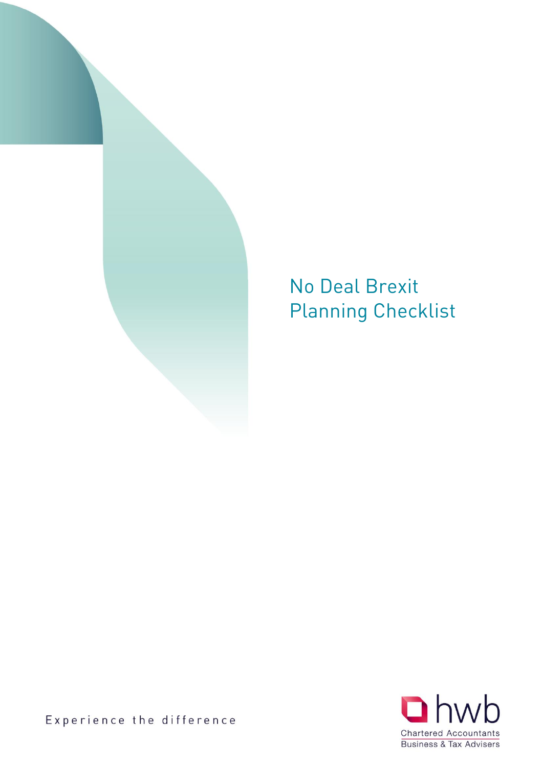# No Deal Brexit Planning Checklist

Experience the difference

hwb

Chartered Accountants

Business & Tax Advisers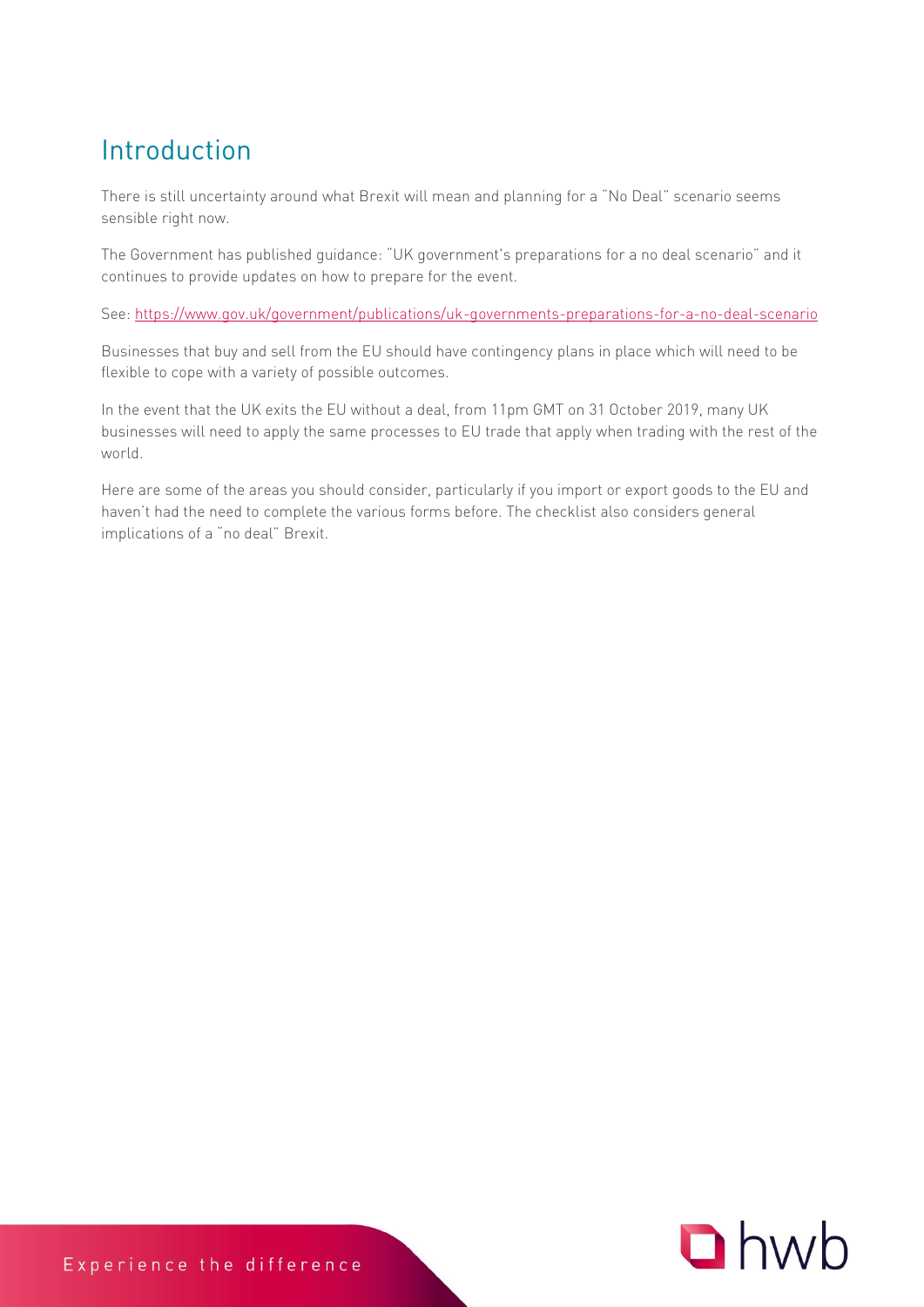## Introduction

There is still uncertainty around what Brexit will mean and planning for a "No Deal" scenario seems sensible right now.

The Government has published guidance: "UK government's preparations for a no deal scenario" and it continues to provide updates on how to prepare for the event.

See: [https://www.gov.uk/government/publications/uk-governments-preparations-for-a-no-deal-scenario](https://www.gov.uk/government/publications/uk-governments-preparations-for-a-no-deal-scenario)

Businesses that buy and sell from the EU should have contingency plans in place which will need to be flexible to cope with a variety of possible outcomes.

In the event that the UK exits the EU without a deal, from 11pm GMT on 31 October 2019, many UK businesses will need to apply the same processes to EU trade that apply when trading with the rest of the world.

Here are some of the areas you should consider, particularly if you import or export goods to the EU and haven't had the need to complete the various forms before. The checklist also considers general implications of a "no deal" Brexit.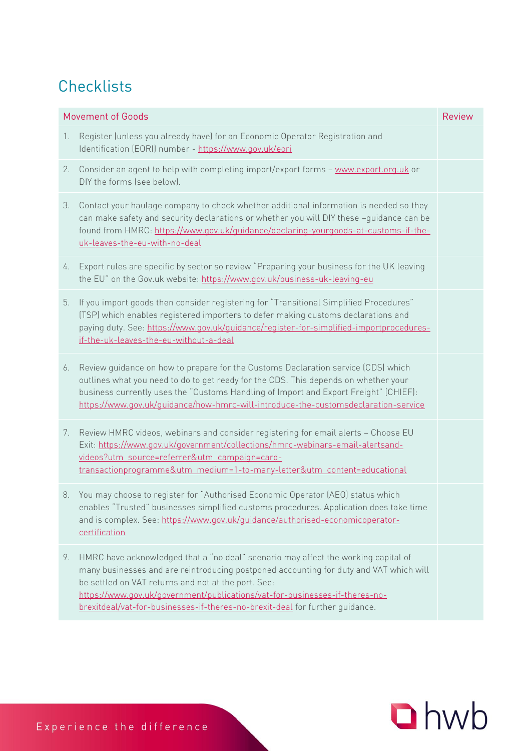# Checklists

| Movement of Goods | Review |
|---|---|
| 1. Register (unless you already have) for an Economic Operator Registration and Identification (EORI) number - https://www.gov.uk/eori | |
| 2. Consider an agent to help with completing import/export forms – www.export.org.uk or DIY the forms (see below). | |
| 3. Contact your haulage company to check whether additional information is needed so they can make safety and security declarations or whether you will DIY these –guidance can be found from HMRC: https://www.gov.uk/guidance/declaring-yourgoods-at-customs-if-the-uk-leaves-the-eu-with-no-deal | |
| 4. Export rules are specific by sector so review "Preparing your business for the UK leaving the EU" on the Gov.uk website: https://www.gov.uk/business-uk-leaving-eu | |
| 5. If you import goods then consider registering for "Transitional Simplified Procedures" (TSP) which enables registered importers to defer making customs declarations and paying duty. See: https://www.gov.uk/guidance/register-for-simplified-importprocedures-if-the-uk-leaves-the-eu-without-a-deal | |
| 6. Review guidance on how to prepare for the Customs Declaration service (CDS) which outlines what you need to do to get ready for the CDS. This depends on whether your business currently uses the "Customs Handling of Import and Export Freight" (CHIEF): https://www.gov.uk/guidance/how-hmrc-will-introduce-the-customsdeclaration-service | |
| 7. Review HMRC videos, webinars and consider registering for email alerts – Choose EU Exit: https://www.gov.uk/government/collections/hmrc-webinars-email-alertsand-videos?utm_source=referrer&utm_campaign=card-transactionprogramme&utm_medium=1-to-many-letter&utm_content=educational | |
| 8. You may choose to register for "Authorised Economic Operator (AEO) status which enables "Trusted" businesses simplified customs procedures. Application does take time and is complex. See: https://www.gov.uk/guidance/authorised-economicoperator-certification | |
| 9. HMRC have acknowledged that a "no deal" scenario may affect the working capital of many businesses and are reintroducing postponed accounting for duty and VAT which will be settled on VAT returns and not at the port. See: https://www.gov.uk/government/publications/vat-for-businesses-if-theres-no-brexitdeal/vat-for-businesses-if-theres-no-brexit-deal for further guidance. | |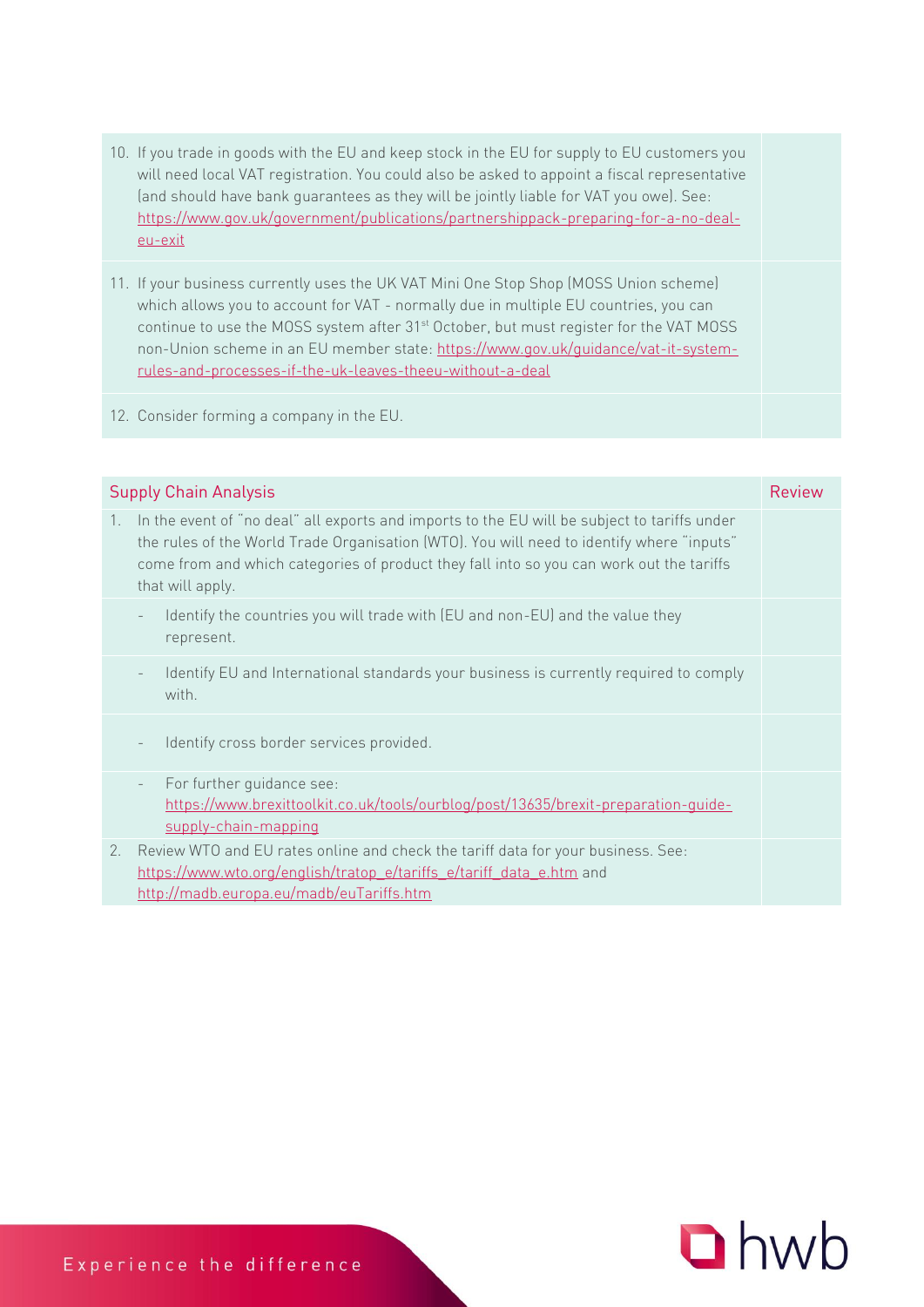| | |
|---|---|
| 10. If you trade in goods with the EU and keep stock in the EU for supply to EU customers you will need local VAT registration. You could also be asked to appoint a fiscal representative (and should have bank guarantees as they will be jointly liable for VAT you owe). See: https://www.gov.uk/government/publications/partnershippack-preparing-for-a-no-deal-eu-exit | |
| 11. If your business currently uses the UK VAT Mini One Stop Shop (MOSS Union scheme) which allows you to account for VAT - normally due in multiple EU countries, you can continue to use the MOSS system after 31st October, but must register for the VAT MOSS non-Union scheme in an EU member state: https://www.gov.uk/guidance/vat-it-system-rules-and-processes-if-the-uk-leaves-theeu-without-a-deal | |
| 12. Consider forming a company in the EU. | |

| Supply Chain Analysis | Review |
|---|---|
| 1. In the event of "no deal" all exports and imports to the EU will be subject to tariffs under the rules of the World Trade Organisation (WTO). You will need to identify where "inputs" come from and which categories of product they fall into so you can work out the tariffs that will apply. | |
| - Identify the countries you will trade with (EU and non-EU) and the value they represent. | |
| - Identify EU and International standards your business is currently required to comply with. | |
| - Identify cross border services provided. | |
| - For further guidance see: https://www.brexittoolkit.co.uk/tools/ourblog/post/13635/brexit-preparation-guide-supply-chain-mapping | |
| 2. Review WTO and EU rates online and check the tariff data for your business. See: https://www.wto.org/english/tratop_e/tariffs_e/tariff_data_e.htm and http://madb.europa.eu/madb/euTariffs.htm | |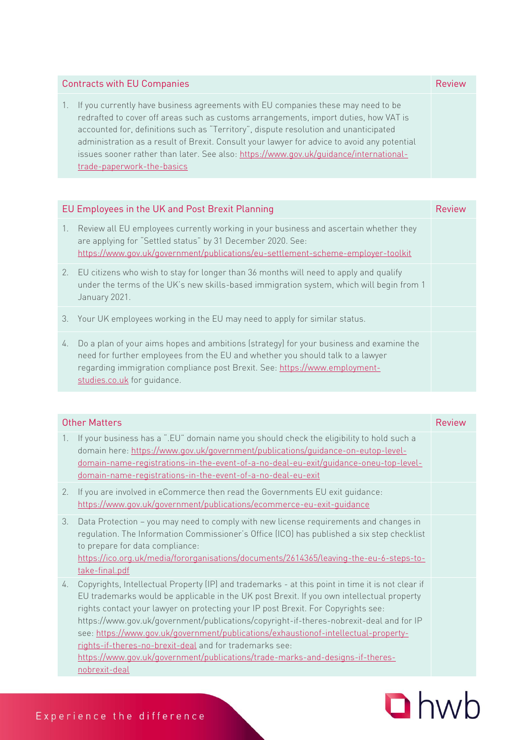| Contracts with EU Companies | Review |
|---|---|
| 1. If you currently have business agreements with EU companies these may need to be redrafted to cover off areas such as customs arrangements, import duties, how VAT is accounted for, definitions such as "Territory", dispute resolution and unanticipated administration as a result of Brexit. Consult your lawyer for advice to avoid any potential issues sooner rather than later. See also: https://www.gov.uk/guidance/international-trade-paperwork-the-basics | |

| EU Employees in the UK and Post Brexit Planning | Review |
|---|---|
| 1. Review all EU employees currently working in your business and ascertain whether they are applying for "Settled status" by 31 December 2020. See: https://www.gov.uk/government/publications/eu-settlement-scheme-employer-toolkit | |
| 2. EU citizens who wish to stay for longer than 36 months will need to apply and qualify under the terms of the UK's new skills-based immigration system, which will begin from 1 January 2021. | |
| 3. Your UK employees working in the EU may need to apply for similar status. | |
| 4. Do a plan of your aims hopes and ambitions (strategy) for your business and examine the need for further employees from the EU and whether you should talk to a lawyer regarding immigration compliance post Brexit. See: https://www.employment-studies.co.uk for guidance. | |

| Other Matters | Review |
|---|---|
| 1. If your business has a ".EU" domain name you should check the eligibility to hold such a domain here: https://www.gov.uk/government/publications/guidance-on-eutop-level-domain-name-registrations-in-the-event-of-a-no-deal-eu-exit/guidance-oneu-top-level-domain-name-registrations-in-the-event-of-a-no-deal-eu-exit | |
| 2. If you are involved in eCommerce then read the Governments EU exit guidance: https://www.gov.uk/government/publications/ecommerce-eu-exit-guidance | |
| 3. Data Protection – you may need to comply with new license requirements and changes in regulation. The Information Commissioner's Office (ICO) has published a six step checklist to prepare for data compliance: https://ico.org.uk/media/fororganisations/documents/2614365/leaving-the-eu-6-steps-to-take-final.pdf | |
| 4. Copyrights, Intellectual Property (IP) and trademarks - at this point in time it is not clear if EU trademarks would be applicable in the UK post Brexit. If you own intellectual property rights contact your lawyer on protecting your IP post Brexit. For Copyrights see: https://www.gov.uk/government/publications/copyright-if-theres-nobrexit-deal and for IP see: https://www.gov.uk/government/publications/exhaustionof-intellectual-property-rights-if-theres-no-brexit-deal and for trademarks see: https://www.gov.uk/government/publications/trade-marks-and-designs-if-theres-nobrexit-deal | |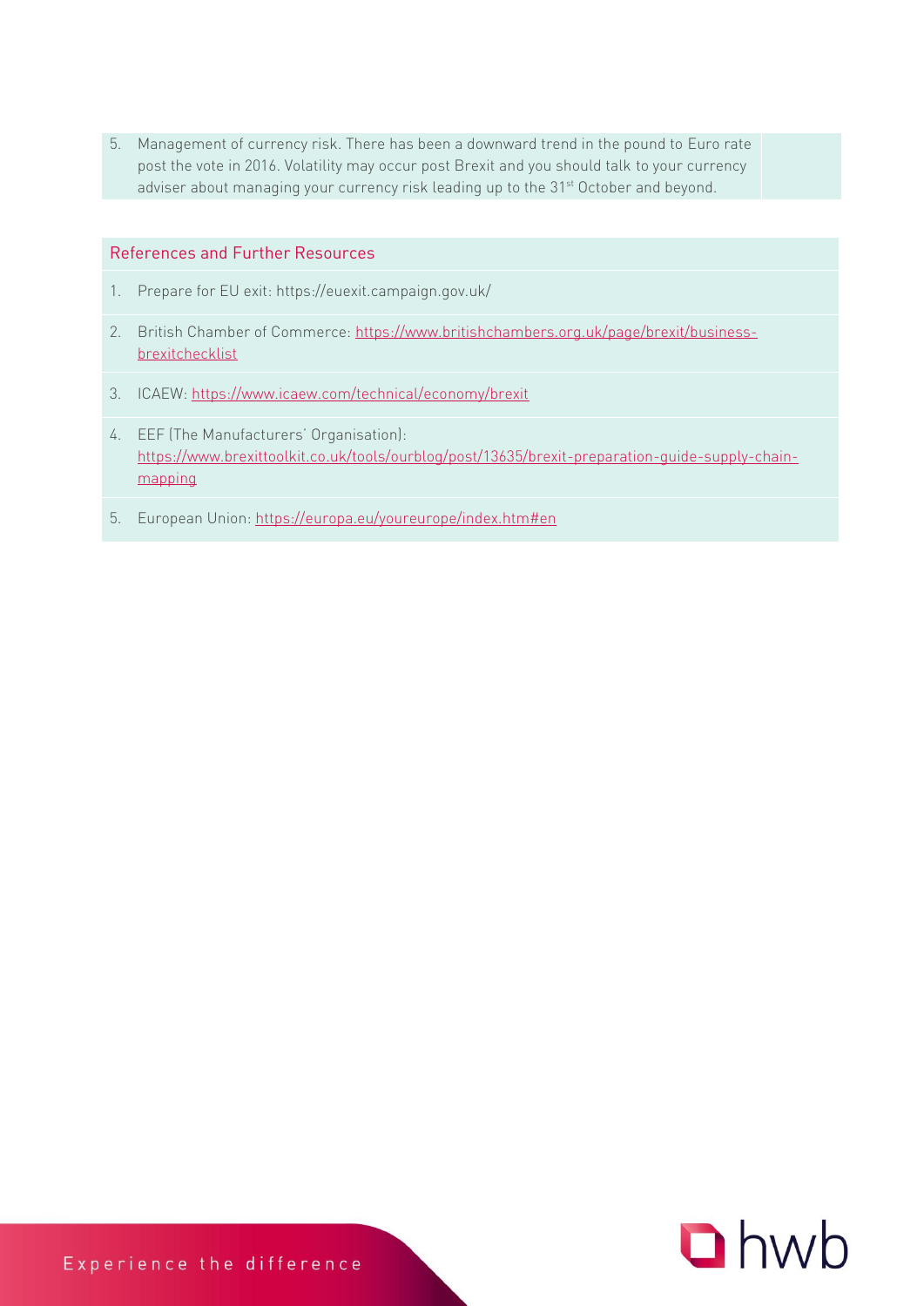5. Management of currency risk. There has been a downward trend in the pound to Euro rate post the vote in 2016. Volatility may occur post Brexit and you should talk to your currency adviser about managing your currency risk leading up to the 31st October and beyond.

## References and Further Resources

1. Prepare for EU exit: https://euexit.campaign.gov.uk/
2. British Chamber of Commerce: https://www.britishchambers.org.uk/page/brexit/business-brexitchecklist
3. ICAEW: https://www.icaew.com/technical/economy/brexit
4. EEF (The Manufacturers' Organisation): https://www.brexittoolkit.co.uk/tools/ourblog/post/13635/brexit-preparation-guide-supply-chain-mapping
5. European Union: https://europa.eu/youreurope/index.htm#en